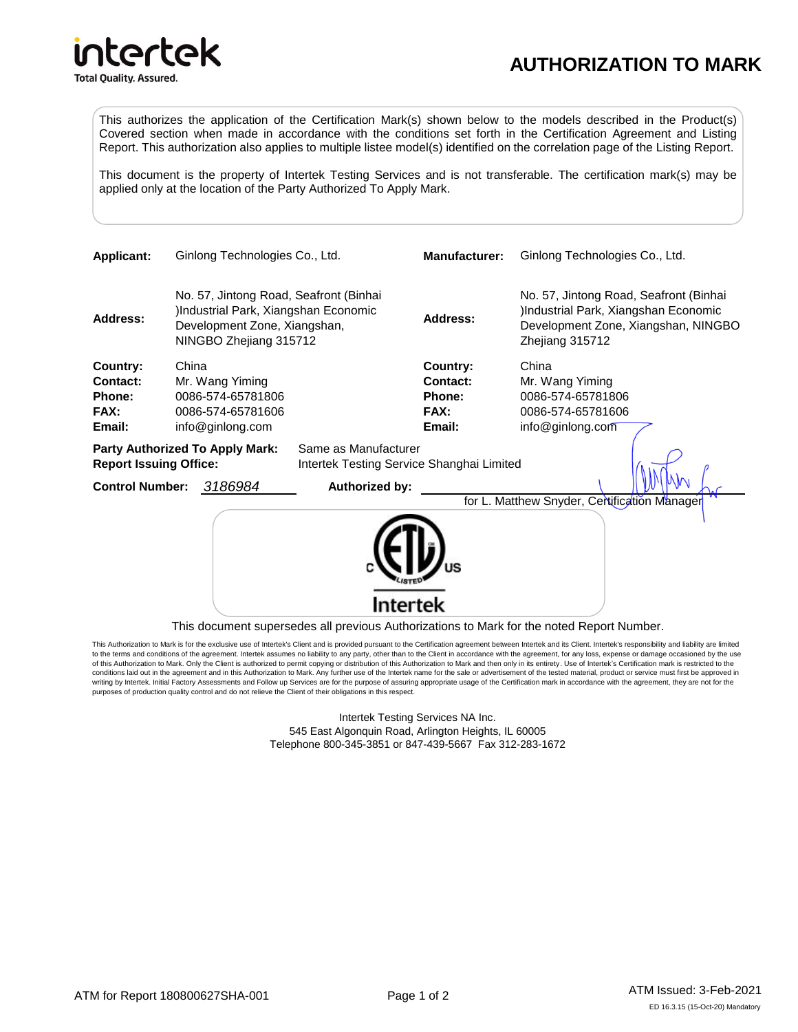intertek

Total Quality. Assured.

# AUTHORIZATION TO MARK

This authorizes the application of the Certification Mark(s) shown below to the models described in the Product(s) Covered section when made in accordance with the conditions set forth in the Certification Agreement and Listing Report. This authorization also applies to multiple listee model(s) identified on the correlation page of the Listing Report.

This document is the property of Intertek Testing Services and is not transferable. The certification mark(s) may be applied only at the location of the Party Authorized To Apply Mark.

| | | | |
|---|---|---|---|
| **Applicant:** | Ginlong Technologies Co., Ltd. | **Manufacturer:** | Ginlong Technologies Co., Ltd. |
| **Address:** | No. 57, Jintong Road, Seafront (Binhai )Industrial Park, Xiangshan Economic Development Zone, Xiangshan, NINGBO Zhejiang 315712 | **Address:** | No. 57, Jintong Road, Seafront (Binhai )Industrial Park, Xiangshan Economic Development Zone, Xiangshan, NINGBO Zhejiang 315712 |
| **Country:** | China | **Country:** | China |
| **Contact:** | Mr. Wang Yiming | **Contact:** | Mr. Wang Yiming |
| **Phone:** | 0086-574-65781806 | **Phone:** | 0086-574-65781806 |
| **FAX:** | 0086-574-65781606 | **FAX:** | 0086-574-65781606 |
| **Email:** | info@ginlong.com | **Email:** | info@ginlong.com |

**Party Authorized To Apply Mark:** Same as Manufacturer

**Report Issuing Office:** Intertek Testing Service Shanghai Limited

**Control Number:** *3186984* **Authorized by:** ____________________

for L. Matthew Snyder, Certification Manager

C ETL US LISTED

Intertek

This document supersedes all previous Authorizations to Mark for the noted Report Number.

This Authorization to Mark is for the exclusive use of Intertek's Client and is provided pursuant to the Certification agreement between Intertek and its Client. Intertek's responsibility and liability are limited to the terms and conditions of the agreement. Intertek assumes no liability to any party, other than to the Client in accordance with the agreement, for any loss, expense or damage occasioned by the use of this Authorization to Mark. Only the Client is authorized to permit copying or distribution of this Authorization to Mark and then only in its entirety. Use of Intertek's Certification mark is restricted to the conditions laid out in the agreement and in this Authorization to Mark. Any further use of the Intertek name for the sale or advertisement of the tested material, product or service must first be approved in writing by Intertek. Initial Factory Assessments and Follow up Services are for the purpose of assuring appropriate usage of the Certification mark in accordance with the agreement, they are not for the purposes of production quality control and do not relieve the Client of their obligations in this respect.

Intertek Testing Services NA Inc.
545 East Algonquin Road, Arlington Heights, IL 60005
Telephone 800-345-3851 or 847-439-5667 Fax 312-283-1672

ATM for Report 180800627SHA-001

ATM Issued: 3-Feb-2021

ED 16.3.15 (15-Oct-20) Mandatory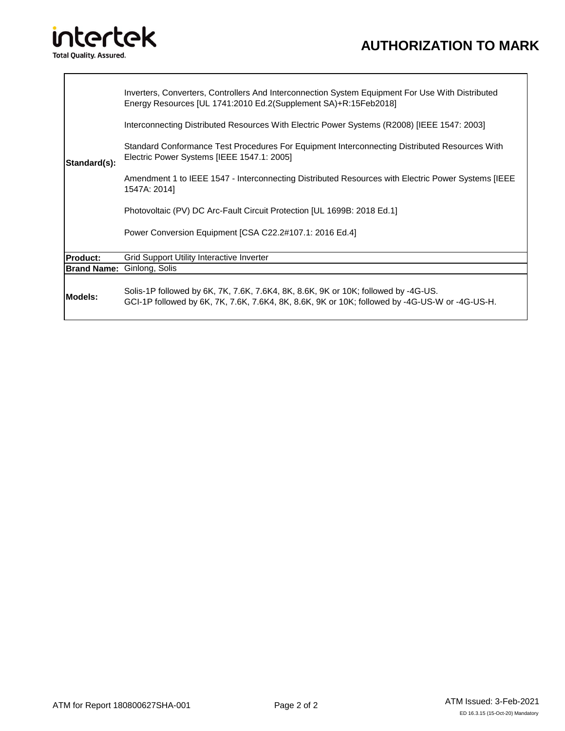# AUTHORIZATION TO MARK

| | |
|---|---|
| **Standard(s):** | Inverters, Converters, Controllers And Interconnection System Equipment For Use With Distributed Energy Resources [UL 1741:2010 Ed.2(Supplement SA)+R:15Feb2018]<br><br>Interconnecting Distributed Resources With Electric Power Systems (R2008) [IEEE 1547: 2003]<br><br>Standard Conformance Test Procedures For Equipment Interconnecting Distributed Resources With Electric Power Systems [IEEE 1547.1: 2005]<br><br>Amendment 1 to IEEE 1547 - Interconnecting Distributed Resources with Electric Power Systems [IEEE 1547A: 2014]<br><br>Photovoltaic (PV) DC Arc-Fault Circuit Protection [UL 1699B: 2018 Ed.1]<br><br>Power Conversion Equipment [CSA C22.2#107.1: 2016 Ed.4] |
| **Product:** | Grid Support Utility Interactive Inverter |
| **Brand Name:** | Ginlong, Solis |
| **Models:** | Solis-1P followed by 6K, 7K, 7.6K, 7.6K4, 8K, 8.6K, 9K or 10K; followed by -4G-US.<br>GCI-1P followed by 6K, 7K, 7.6K, 7.6K4, 8K, 8.6K, 9K or 10K; followed by -4G-US-W or -4G-US-H. |

ATM for Report 180800627SHA-001

ATM Issued: 3-Feb-2021

ED 16.3.15 (15-Oct-20) Mandatory